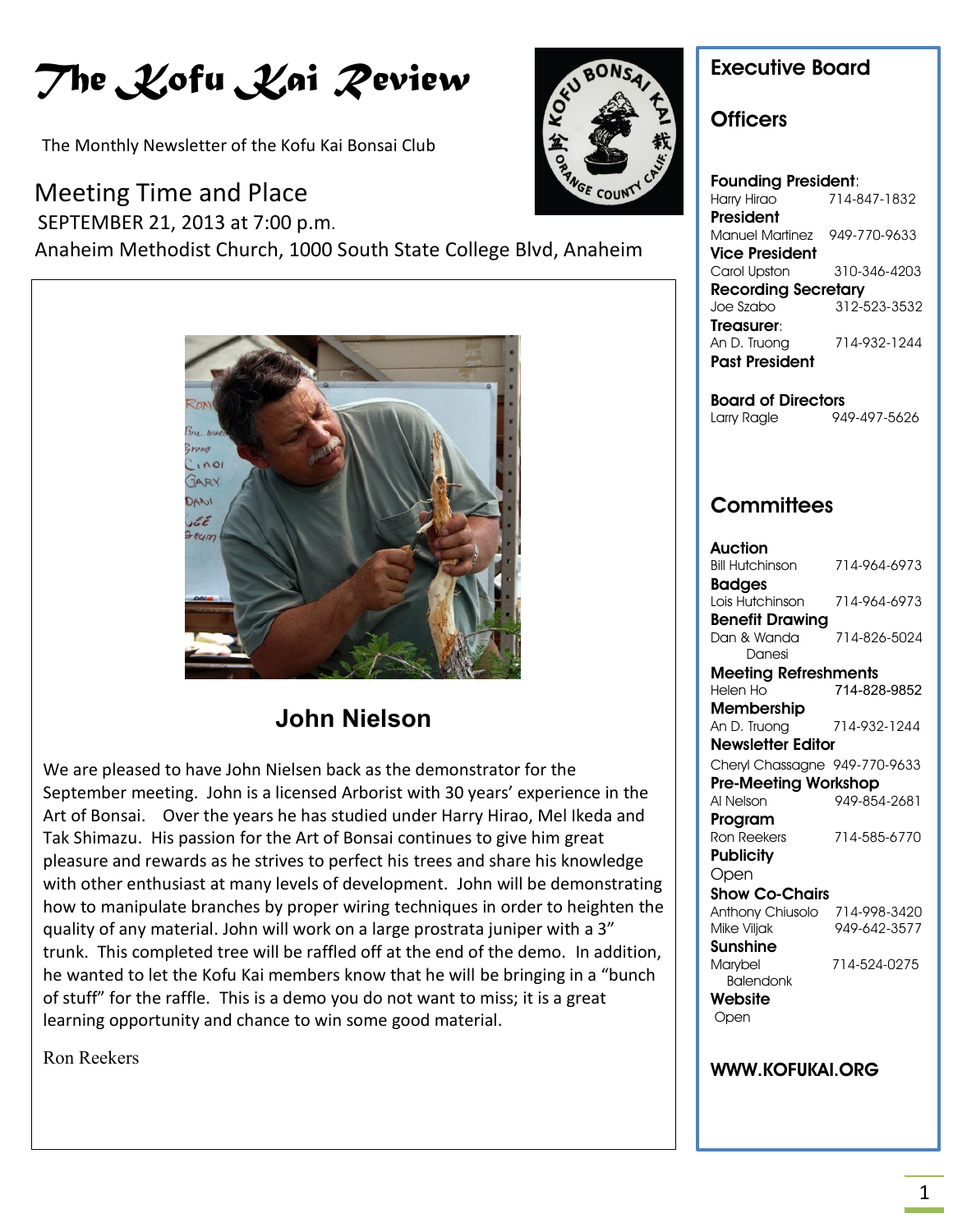# The Kofu Kai Review

The Monthly Newsletter of the Kofu Kai Bonsai Club

## Meeting Time and Place

SEPTEMBER 21, 2013 at 7:00 p.m.

Anaheim Methodist Church, 1000 South State College Blvd, Anaheim

### John Nielson

We are pleased to have John Nielsen back as the demonstrator for the September meeting. John is a licensed Arborist with 30 years' experience in the Art of Bonsai. Over the years he has studied under Harry Hirao, Mel Ikeda and Tak Shimazu. His passion for the Art of Bonsai continues to give him great pleasure and rewards as he strives to perfect his trees and share his knowledge with other enthusiast at many levels of development. John will be demonstrating how to manipulate branches by proper wiring techniques in order to heighten the quality of any material. John will work on a large prostrata juniper with a 3" trunk. This completed tree will be raffled off at the end of the demo. In addition, he wanted to let the Kofu Kai members know that he will be bringing in a "bunch of stuff" for the raffle. This is a demo you do not want to miss; it is a great learning opportunity and chance to win some good material.

Ron Reekers

## Executive Board

### Officers

**Founding President:**
Harry Hirao 714-847-1832

**President**
Manuel Martinez 949-770-9633

**Vice President**
Carol Upston 310-346-4203

**Recording Secretary**
Joe Szabo 312-523-3532

**Treasurer:**
An D. Truong 714-932-1244

**Past President**

**Board of Directors**
Larry Ragle 949-497-5626

### Committees

**Auction**
Bill Hutchinson 714-964-6973

**Badges**
Lois Hutchinson 714-964-6973

**Benefit Drawing**
Dan & Wanda Danesi 714-826-5024

**Meeting Refreshments**
Helen Ho 714-828-9852

**Membership**
An D. Truong 714-932-1244

**Newsletter Editor**
Cheryl Chassagne 949-770-9633

**Pre-Meeting Workshop**
Al Nelson 949-854-2681

**Program**
Ron Reekers 714-585-6770

**Publicity**
Open

**Show Co-Chairs**
Anthony Chiusolo 714-998-3420
Mike Viljak 949-642-3577

**Sunshine**
Marybel Balendonk 714-524-0275

**Website**
Open

**WWW.KOFUKAI.ORG**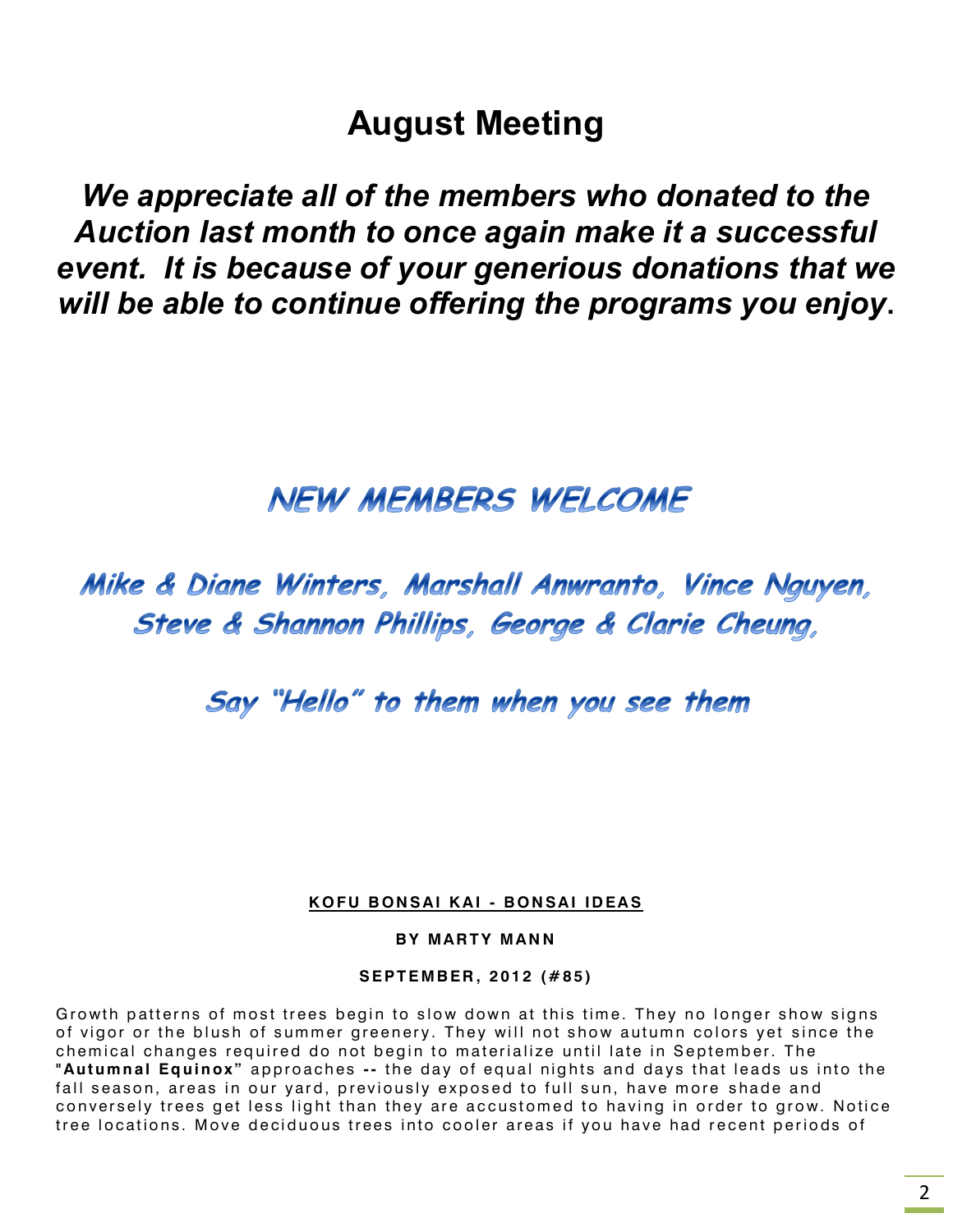# August Meeting

***We appreciate all of the members who donated to the Auction last month to once again make it a successful event. It is because of your generierous donations that we will be able to continue offering the programs you enjoy.***

## NEW MEMBERS WELCOME

*Mike & Diane Winters, Marshall Anwranto, Vince Nguyen, Steve & Shannon Phillips, George & Clarie Cheung,*

*Say "Hello" to them when you see them*

**KOFU BONSAI KAI - BONSAI IDEAS**

**BY MARTY MANN**

**SEPTEMBER, 2012 (#85)**

Growth patterns of most trees begin to slow down at this time. They no longer show signs of vigor or the blush of summer greenery. They will not show autumn colors yet since the chemical changes required do not begin to materialize until late in September. The **"Autumnal Equinox"** approaches **--** the day of equal nights and days that leads us into the fall season, areas in our yard, previously exposed to full sun, have more shade and conversely trees get less light than they are accustomed to having in order to grow. Notice tree locations. Move deciduous trees into cooler areas if you have had recent periods of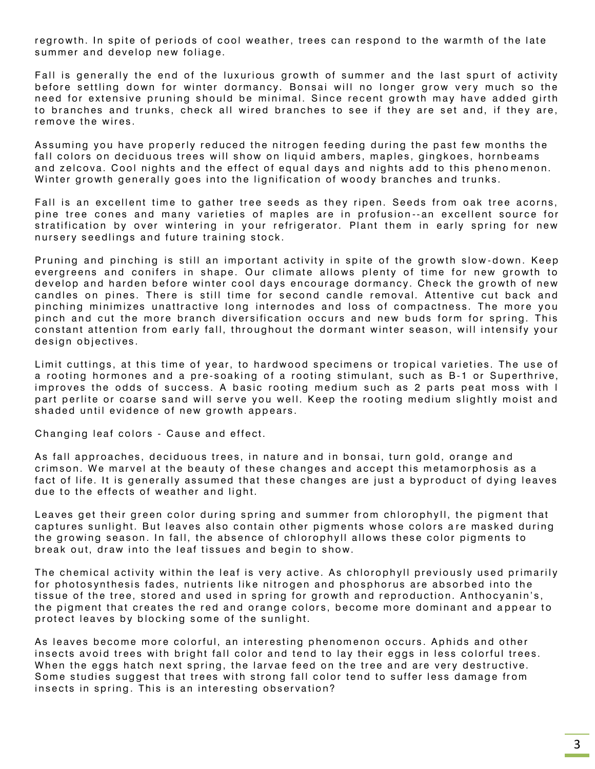regrowth. In spite of periods of cool weather, trees can respond to the warmth of the late summer and develop new foliage.

Fall is generally the end of the luxurious growth of summer and the last spurt of activity before settling down for winter dormancy. Bonsai will no longer grow very much so the need for extensive pruning should be minimal. Since recent growth may have added girth to branches and trunks, check all wired branches to see if they are set and, if they are, remove the wires.

Assuming you have properly reduced the nitrogen feeding during the past few months the fall colors on deciduous trees will show on liquid ambers, maples, gingkoes, hornbeams and zelcova. Cool nights and the effect of equal days and nights add to this phenomenon. Winter growth generally goes into the lignification of woody branches and trunks.

Fall is an excellent time to gather tree seeds as they ripen. Seeds from oak tree acorns, pine tree cones and many varieties of maples are in profusion--an excellent source for stratification by over wintering in your refrigerator. Plant them in early spring for new nursery seedlings and future training stock.

Pruning and pinching is still an important activity in spite of the growth slow-down. Keep evergreens and conifers in shape. Our climate allows plenty of time for new growth to develop and harden before winter cool days encourage dormancy. Check the growth of new candles on pines. There is still time for second candle removal. Attentive cut back and pinching minimizes unattractive long internodes and loss of compactness. The more you pinch and cut the more branch diversification occurs and new buds form for spring. This constant attention from early fall, throughout the dormant winter season, will intensify your design objectives.

Limit cuttings, at this time of year, to hardwood specimens or tropical varieties. The use of a rooting hormones and a pre-soaking of a rooting stimulant, such as B-1 or Superthrive, improves the odds of success. A basic rooting medium such as 2 parts peat moss with l part perlite or coarse sand will serve you well. Keep the rooting medium slightly moist and shaded until evidence of new growth appears.

Changing leaf colors - Cause and effect.

As fall approaches, deciduous trees, in nature and in bonsai, turn gold, orange and crimson. We marvel at the beauty of these changes and accept this metamorphosis as a fact of life. It is generally assumed that these changes are just a byproduct of dying leaves due to the effects of weather and light.

Leaves get their green color during spring and summer from chlorophyll, the pigment that captures sunlight. But leaves also contain other pigments whose colors are masked during the growing season. In fall, the absence of chlorophyll allows these color pigments to break out, draw into the leaf tissues and begin to show.

The chemical activity within the leaf is very active. As chlorophyll previously used primarily for photosynthesis fades, nutrients like nitrogen and phosphorus are absorbed into the tissue of the tree, stored and used in spring for growth and reproduction. Anthocyanin's, the pigment that creates the red and orange colors, become more dominant and appear to protect leaves by blocking some of the sunlight.

As leaves become more colorful, an interesting phenomenon occurs. Aphids and other insects avoid trees with bright fall color and tend to lay their eggs in less colorful trees. When the eggs hatch next spring, the larvae feed on the tree and are very destructive. Some studies suggest that trees with strong fall color tend to suffer less damage from insects in spring. This is an interesting observation?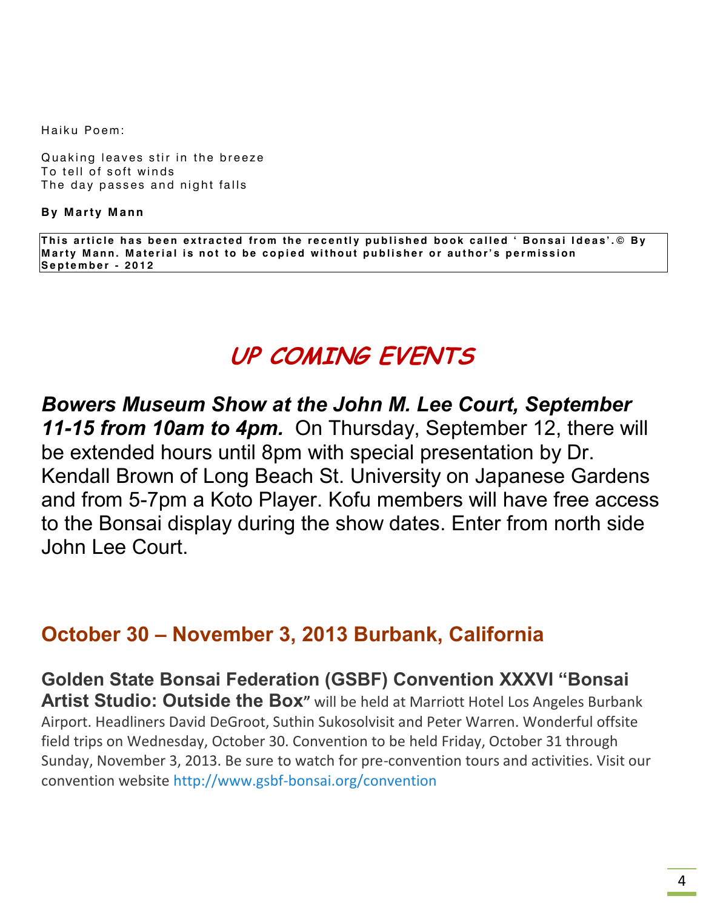Haiku Poem:

Quaking leaves stir in the breeze
To tell of soft winds
The day passes and night falls

**By Marty Mann**

**This article has been extracted from the recently published book called ' Bonsai Ideas'.© By Marty Mann. Material is not to be copied without publisher or author's permission September - 2012**

# UP COMING EVENTS

***Bowers Museum Show at the John M. Lee Court, September 11-15 from 10am to 4pm.*** On Thursday, September 12, there will be extended hours until 8pm with special presentation by Dr. Kendall Brown of Long Beach St. University on Japanese Gardens and from 5-7pm a Koto Player. Kofu members will have free access to the Bonsai display during the show dates. Enter from north side John Lee Court.

## October 30 – November 3, 2013 Burbank, California

**Golden State Bonsai Federation (GSBF) Convention XXXVI "Bonsai Artist Studio: Outside the Box"** will be held at Marriott Hotel Los Angeles Burbank Airport. Headliners David DeGroot, Suthin Sukosolvisit and Peter Warren. Wonderful offsite field trips on Wednesday, October 30. Convention to be held Friday, October 31 through Sunday, November 3, 2013. Be sure to watch for pre-convention tours and activities. Visit our convention website http://www.gsbf-bonsai.org/convention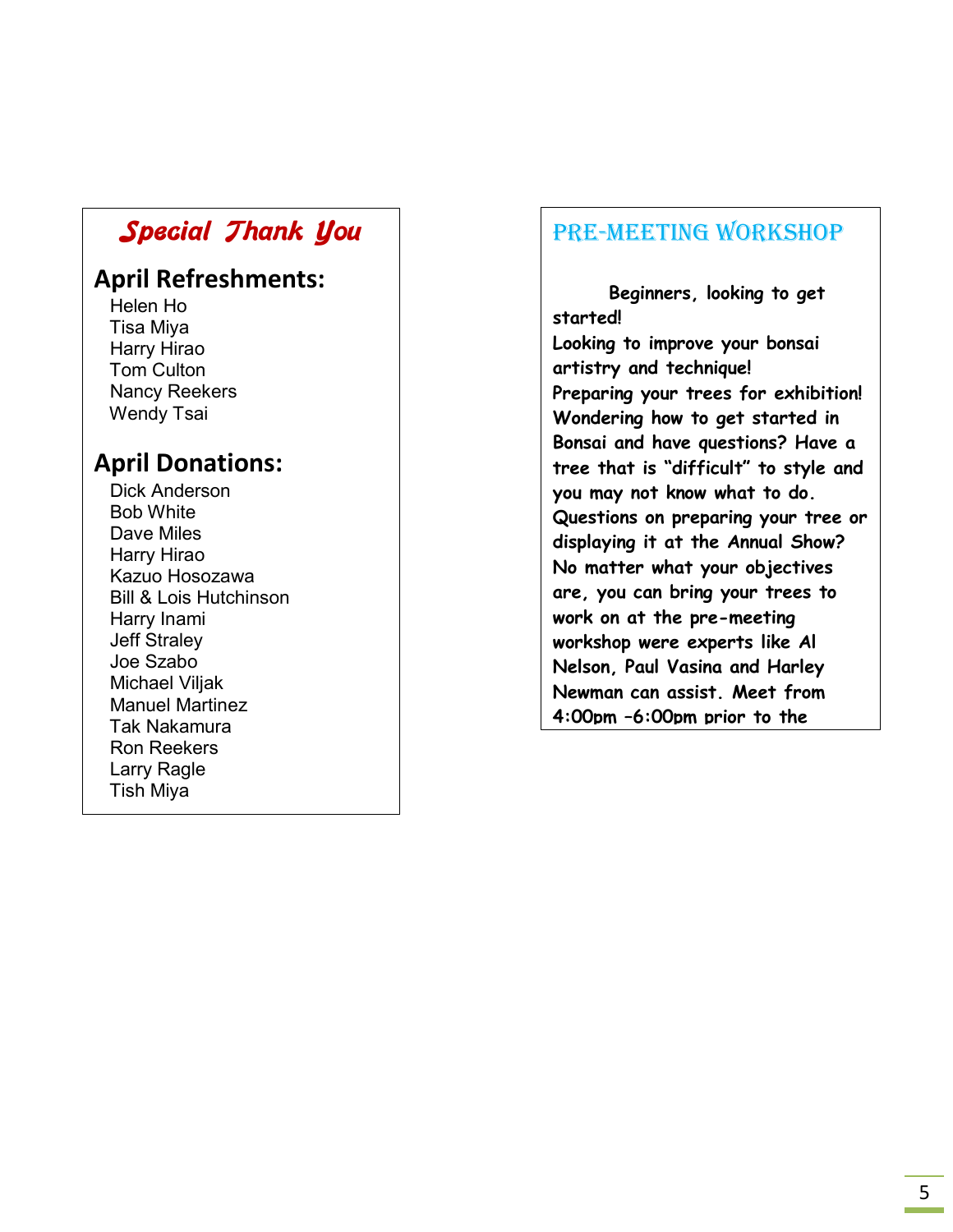## *Special Thank You*

### April Refreshments:

Helen Ho
Tisa Miya
Harry Hirao
Tom Culton
Nancy Reekers
Wendy Tsai

### April Donations:

Dick Anderson
Bob White
Dave Miles
Harry Hirao
Kazuo Hosozawa
Bill & Lois Hutchinson
Harry Inami
Jeff Straley
Joe Szabo
Michael Viljak
Manuel Martinez
Tak Nakamura
Ron Reekers
Larry Ragle
Tish Miya

## PRE-MEETING WORKSHOP

**Beginners, looking to get started!**
**Looking to improve your bonsai artistry and technique!**
**Preparing your trees for exhibition!**
**Wondering how to get started in Bonsai and have questions? Have a tree that is "difficult" to style and you may not know what to do. Questions on preparing your tree or displaying it at the Annual Show? No matter what your objectives are, you can bring your trees to work on at the pre-meeting workshop were experts like Al Nelson, Paul Vasina and Harley Newman can assist. Meet from 4:00pm –6:00pm prior to the**